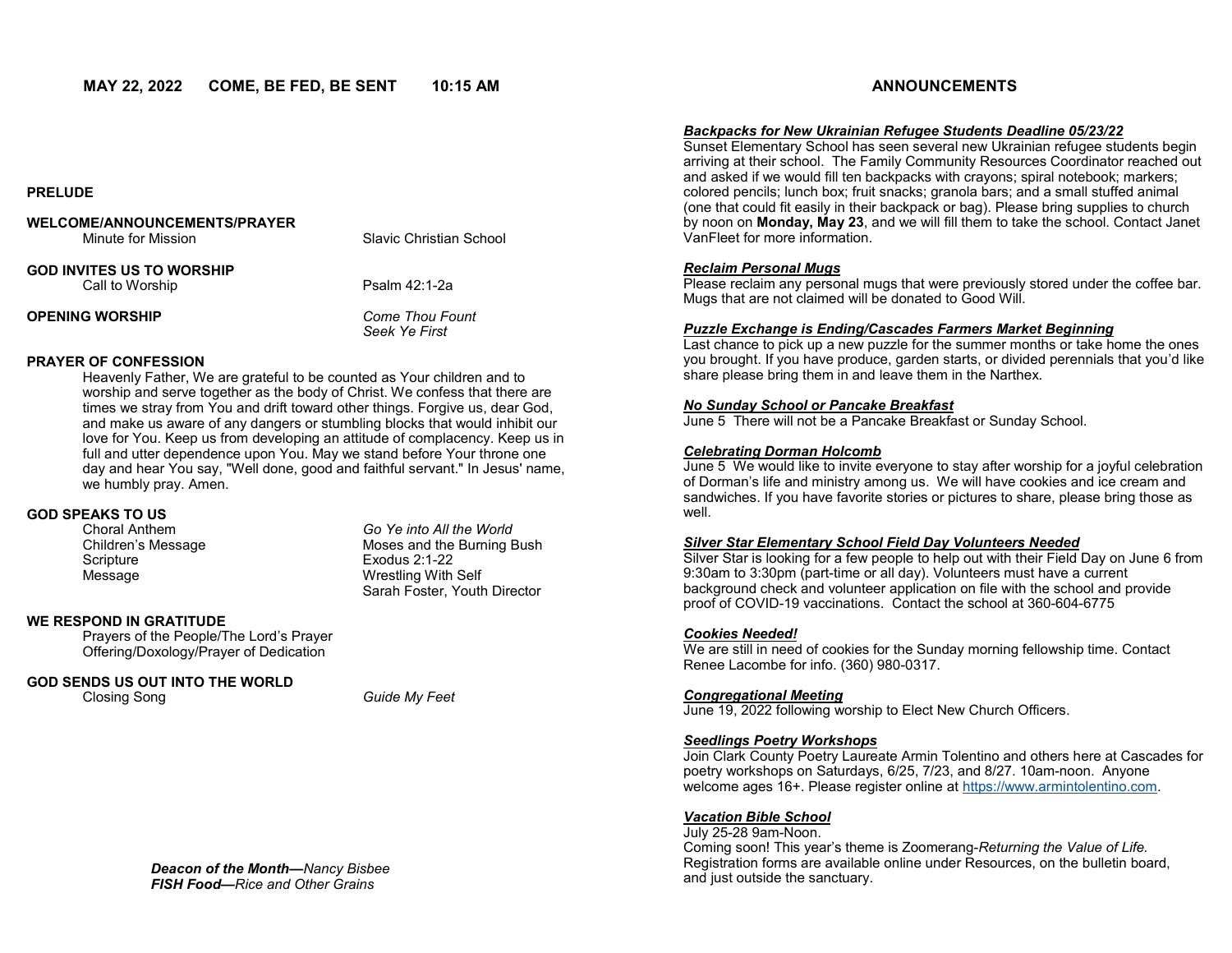## MAY 22, 2022 COME, BE FED, BE SENT 10:15 AM

**PRELUDE**

**WELCOME/ANNOUNCEMENTS/PRAYER**
Minute for Mission — Slavic Christian School

**GOD INVITES US TO WORSHIP**
Call to Worship — Psalm 42:1-2a

**OPENING WORSHIP** — *Come Thou Fount*
*Seek Ye First*

**PRAYER OF CONFESSION**

Heavenly Father, We are grateful to be counted as Your children and to worship and serve together as the body of Christ. We confess that there are times we stray from You and drift toward other things. Forgive us, dear God, and make us aware of any dangers or stumbling blocks that would inhibit our love for You. Keep us from developing an attitude of complacency. Keep us in full and utter dependence upon You. May we stand before Your throne one day and hear You say, "Well done, good and faithful servant." In Jesus' name, we humbly pray. Amen.

**GOD SPEAKS TO US**
Choral Anthem — *Go Ye into All the World*
Children's Message — Moses and the Burning Bush
Scripture — Exodus 2:1-22
Message — Wrestling With Self
Sarah Foster, Youth Director

**WE RESPOND IN GRATITUDE**
Prayers of the People/The Lord's Prayer
Offering/Doxology/Prayer of Dedication

**GOD SENDS US OUT INTO THE WORLD**
Closing Song — *Guide My Feet*

***Deacon of the Month—****Nancy Bisbee*
***FISH Food—****Rice and Other Grains*

## ANNOUNCEMENTS

***Backpacks for New Ukrainian Refugee Students Deadline 05/23/22***
Sunset Elementary School has seen several new Ukrainian refugee students begin arriving at their school. The Family Community Resources Coordinator reached out and asked if we would fill ten backpacks with crayons; spiral notebook; markers; colored pencils; lunch box; fruit snacks; granola bars; and a small stuffed animal (one that could fit easily in their backpack or bag). Please bring supplies to church by noon on **Monday, May 23**, and we will fill them to take the school. Contact Janet VanFleet for more information.

***Reclaim Personal Mugs***
Please reclaim any personal mugs that were previously stored under the coffee bar. Mugs that are not claimed will be donated to Good Will.

***Puzzle Exchange is Ending/Cascades Farmers Market Beginning***
Last chance to pick up a new puzzle for the summer months or take home the ones you brought. If you have produce, garden starts, or divided perennials that you'd like share please bring them in and leave them in the Narthex.

***No Sunday School or Pancake Breakfast***
June 5 There will not be a Pancake Breakfast or Sunday School.

***Celebrating Dorman Holcomb***
June 5 We would like to invite everyone to stay after worship for a joyful celebration of Dorman's life and ministry among us. We will have cookies and ice cream and sandwiches. If you have favorite stories or pictures to share, please bring those as well.

***Silver Star Elementary School Field Day Volunteers Needed***
Silver Star is looking for a few people to help out with their Field Day on June 6 from 9:30am to 3:30pm (part-time or all day). Volunteers must have a current background check and volunteer application on file with the school and provide proof of COVID-19 vaccinations. Contact the school at 360-604-6775

***Cookies Needed!***
We are still in need of cookies for the Sunday morning fellowship time. Contact Renee Lacombe for info. (360) 980-0317.

***Congregational Meeting***
June 19, 2022 following worship to Elect New Church Officers.

***Seedlings Poetry Workshops***
Join Clark County Poetry Laureate Armin Tolentino and others here at Cascades for poetry workshops on Saturdays, 6/25, 7/23, and 8/27. 10am-noon. Anyone welcome ages 16+. Please register online at https://www.armintolentino.com.

***Vacation Bible School***
July 25-28 9am-Noon.
Coming soon! This year's theme is Zoomerang-*Returning the Value of Life.* Registration forms are available online under Resources, on the bulletin board, and just outside the sanctuary.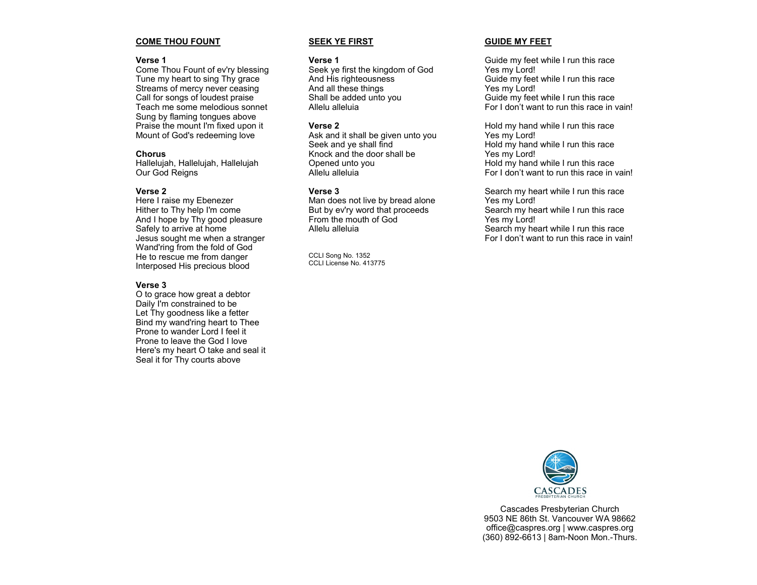## COME THOU FOUNT

**Verse 1**
Come Thou Fount of ev'ry blessing
Tune my heart to sing Thy grace
Streams of mercy never ceasing
Call for songs of loudest praise
Teach me some melodious sonnet
Sung by flaming tongues above
Praise the mount I'm fixed upon it
Mount of God's redeeming love

**Chorus**
Hallelujah, Hallelujah, Hallelujah
Our God Reigns

**Verse 2**
Here I raise my Ebenezer
Hither to Thy help I'm come
And I hope by Thy good pleasure
Safely to arrive at home
Jesus sought me when a stranger
Wand'ring from the fold of God
He to rescue me from danger
Interposed His precious blood

**Verse 3**
O to grace how great a debtor
Daily I'm constrained to be
Let Thy goodness like a fetter
Bind my wand'ring heart to Thee
Prone to wander Lord I feel it
Prone to leave the God I love
Here's my heart O take and seal it
Seal it for Thy courts above

## SEEK YE FIRST

**Verse 1**
Seek ye first the kingdom of God
And His righteousness
And all these things
Shall be added unto you
Allelu alleluia

**Verse 2**
Ask and it shall be given unto you
Seek and ye shall find
Knock and the door shall be
Opened unto you
Allelu alleluia

**Verse 3**
Man does not live by bread alone
But by ev'ry word that proceeds
From the mouth of God
Allelu alleluia

CCLI Song No. 1352
CCLI License No. 413775

## GUIDE MY FEET

Guide my feet while I run this race
Yes my Lord!
Guide my feet while I run this race
Yes my Lord!
Guide my feet while I run this race
For I don't want to run this race in vain!

Hold my hand while I run this race
Yes my Lord!
Hold my hand while I run this race
Yes my Lord!
Hold my hand while I run this race
For I don't want to run this race in vain!

Search my heart while I run this race
Yes my Lord!
Search my heart while I run this race
Yes my Lord!
Search my heart while I run this race
For I don't want to run this race in vain!

CASCADES
PRESBYTERIAN CHURCH

Cascades Presbyterian Church
9503 NE 86th St. Vancouver WA 98662
office@caspres.org | www.caspres.org
(360) 892-6613 | 8am-Noon Mon.-Thurs.